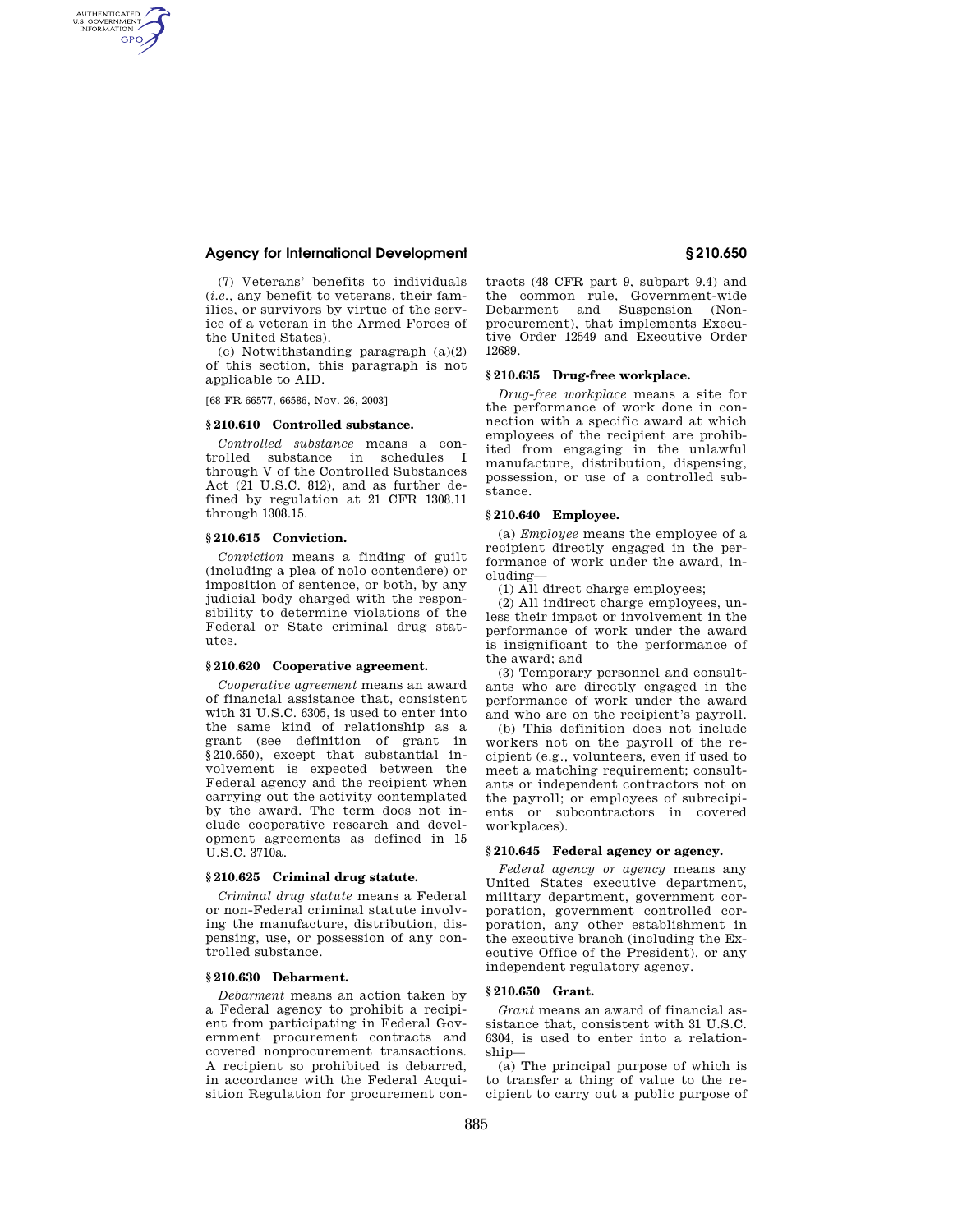(7) Veterans' benefits to individuals (*i.e.*, any benefit to veterans, their families, or survivors by virtue of the service of a veteran in the Armed Forces of the United States).

(c) Notwithstanding paragraph (a)(2) of this section, this paragraph is not applicable to AID.

[68 FR 66577, 66586, Nov. 26, 2003]

### § 210.610 Controlled substance.

*Controlled substance* means a controlled substance in schedules I through V of the Controlled Substances Act (21 U.S.C. 812), and as further defined by regulation at 21 CFR 1308.11 through 1308.15.

### § 210.615 Conviction.

*Conviction* means a finding of guilt (including a plea of nolo contendere) or imposition of sentence, or both, by any judicial body charged with the responsibility to determine violations of the Federal or State criminal drug statutes.

### § 210.620 Cooperative agreement.

*Cooperative agreement* means an award of financial assistance that, consistent with 31 U.S.C. 6305, is used to enter into the same kind of relationship as a grant (see definition of grant in §210.650), except that substantial involvement is expected between the Federal agency and the recipient when carrying out the activity contemplated by the award. The term does not include cooperative research and development agreements as defined in 15 U.S.C. 3710a.

### § 210.625 Criminal drug statute.

*Criminal drug statute* means a Federal or non-Federal criminal statute involving the manufacture, distribution, dispensing, use, or possession of any controlled substance.

### § 210.630 Debarment.

*Debarment* means an action taken by a Federal agency to prohibit a recipient from participating in Federal Government procurement contracts and covered nonprocurement transactions. A recipient so prohibited is debarred, in accordance with the Federal Acquisition Regulation for procurement contracts (48 CFR part 9, subpart 9.4) and the common rule, Government-wide Debarment and Suspension (Nonprocurement), that implements Executive Order 12549 and Executive Order 12689.

### § 210.635 Drug-free workplace.

*Drug-free workplace* means a site for the performance of work done in connection with a specific award at which employees of the recipient are prohibited from engaging in the unlawful manufacture, distribution, dispensing, possession, or use of a controlled substance.

### § 210.640 Employee.

(a) *Employee* means the employee of a recipient directly engaged in the performance of work under the award, including—

(1) All direct charge employees;

(2) All indirect charge employees, unless their impact or involvement in the performance of work under the award is insignificant to the performance of the award; and

(3) Temporary personnel and consultants who are directly engaged in the performance of work under the award and who are on the recipient's payroll.

(b) This definition does not include workers not on the payroll of the recipient (e.g., volunteers, even if used to meet a matching requirement; consultants or independent contractors not on the payroll; or employees of subrecipients or subcontractors in covered workplaces).

### § 210.645 Federal agency or agency.

*Federal agency or agency* means any United States executive department, military department, government corporation, government controlled corporation, any other establishment in the executive branch (including the Executive Office of the President), or any independent regulatory agency.

### § 210.650 Grant.

*Grant* means an award of financial assistance that, consistent with 31 U.S.C. 6304, is used to enter into a relationship—

(a) The principal purpose of which is to transfer a thing of value to the recipient to carry out a public purpose of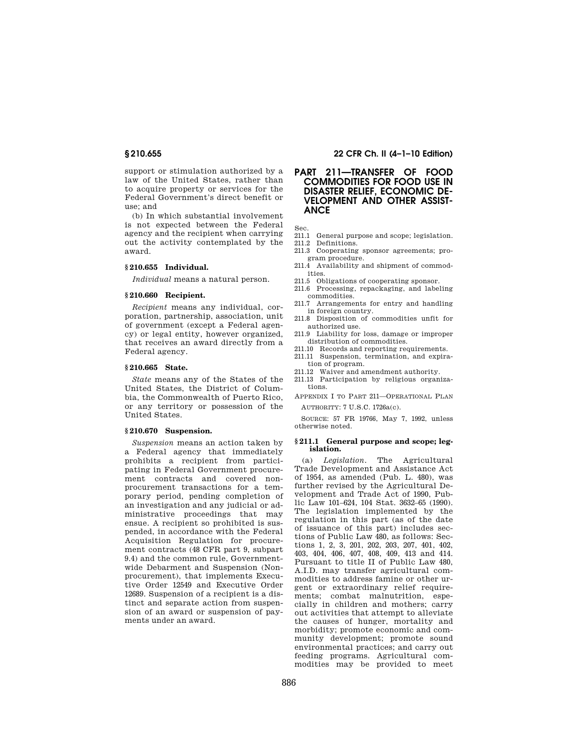support or stimulation authorized by a law of the United States, rather than to acquire property or services for the Federal Government's direct benefit or use; and

(b) In which substantial involvement is not expected between the Federal agency and the recipient when carrying out the activity contemplated by the award.

### § 210.655 Individual.

*Individual* means a natural person.

### § 210.660 Recipient.

*Recipient* means any individual, corporation, partnership, association, unit of government (except a Federal agency) or legal entity, however organized, that receives an award directly from a Federal agency.

### § 210.665 State.

*State* means any of the States of the United States, the District of Columbia, the Commonwealth of Puerto Rico, or any territory or possession of the United States.

### § 210.670 Suspension.

*Suspension* means an action taken by a Federal agency that immediately prohibits a recipient from participating in Federal Government procurement contracts and covered nonprocurement transactions for a temporary period, pending completion of an investigation and any judicial or administrative proceedings that may ensue. A recipient so prohibited is suspended, in accordance with the Federal Acquisition Regulation for procurement contracts (48 CFR part 9, subpart 9.4) and the common rule, Governmentwide Debarment and Suspension (Nonprocurement), that implements Executive Order 12549 and Executive Order 12689. Suspension of a recipient is a distinct and separate action from suspension of an award or suspension of payments under an award.

## PART 211—TRANSFER OF FOOD COMMODITIES FOR FOOD USE IN DISASTER RELIEF, ECONOMIC DEVELOPMENT AND OTHER ASSISTANCE

Sec.
- 211.1 General purpose and scope; legislation.
- 211.2 Definitions.
- 211.3 Cooperating sponsor agreements; program procedure.
- 211.4 Availability and shipment of commodities.
- 211.5 Obligations of cooperating sponsor.
- 211.6 Processing, repackaging, and labeling commodities.
- 211.7 Arrangements for entry and handling in foreign country.
- 211.8 Disposition of commodities unfit for authorized use.
- 211.9 Liability for loss, damage or improper distribution of commodities.
- 211.10 Records and reporting requirements.
- 211.11 Suspension, termination, and expiration of program.
- 211.12 Waiver and amendment authority.
- 211.13 Participation by religious organizations.

APPENDIX I TO PART 211—OPERATIONAL PLAN

AUTHORITY: 7 U.S.C. 1726a(c).

SOURCE: 57 FR 19766, May 7, 1992, unless otherwise noted.

### § 211.1 General purpose and scope; legislation.

(a) *Legislation*. The Agricultural Trade Development and Assistance Act of 1954, as amended (Pub. L. 480), was further revised by the Agricultural Development and Trade Act of 1990, Public Law 101–624, 104 Stat. 3632–65 (1990). The legislation implemented by the regulation in this part (as of the date of issuance of this part) includes sections of Public Law 480, as follows: Sections 1, 2, 3, 201, 202, 203, 207, 401, 402, 403, 404, 406, 407, 408, 409, 413 and 414. Pursuant to title II of Public Law 480, A.I.D. may transfer agricultural commodities to address famine or other urgent or extraordinary relief requirements; combat malnutrition, especially in children and mothers; carry out activities that attempt to alleviate the causes of hunger, mortality and morbidity; promote economic and community development; promote sound environmental practices; and carry out feeding programs. Agricultural commodities may be provided to meet